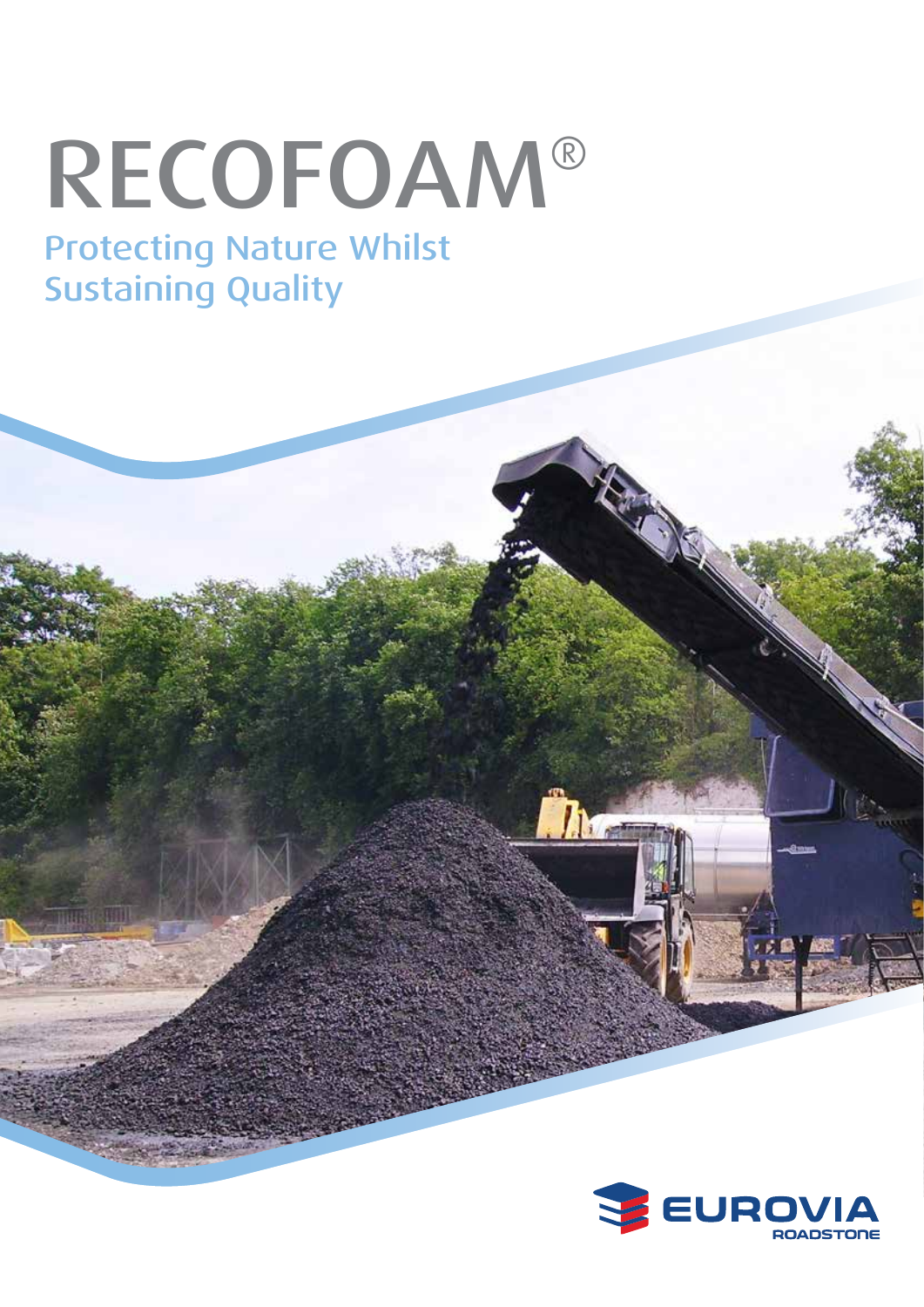# RECOFOAM®

## Protecting Nature Whilst Sustaining Quality

EUROVIA ROADSTONE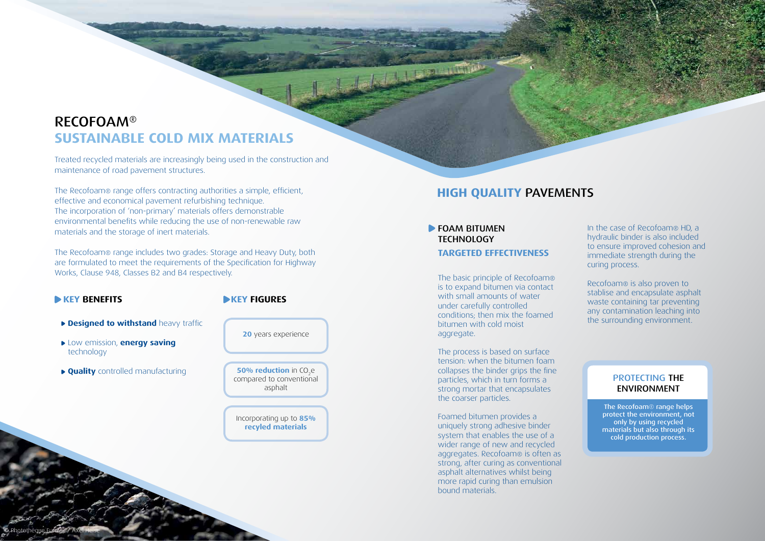# RECOFOAM®

## SUSTAINABLE COLD MIX MATERIALS

Treated recycled materials are increasingly being used in the construction and maintenance of road pavement structures.

The Recofoam® range offers contracting authorities a simple, efficient, effective and economical pavement refurbishing technique. The incorporation of 'non-primary' materials offers demonstrable environmental benefits while reducing the use of non-renewable raw materials and the storage of inert materials.

The Recofoam® range includes two grades: Storage and Heavy Duty, both are formulated to meet the requirements of the Specification for Highway Works, Clause 948, Classes B2 and B4 respectively.

### KEY BENEFITS

- **Designed to withstand** heavy traffic
- Low emission, **energy saving** technology
- **Quality** controlled manufacturing

### KEY FIGURES

**20** years experience

**50% reduction** in $CO_2e$ compared to conventional asphalt

Incorporating up to **85% recyled materials**

## HIGH QUALITY PAVEMENTS

### FOAM BITUMEN TECHNOLOGY

### TARGETED EFFECTIVENESS

The basic principle of Recofoam® is to expand bitumen via contact with small amounts of water under carefully controlled conditions; then mix the foamed bitumen with cold moist aggregate.

The process is based on surface tension: when the bitumen foam collapses the binder grips the fine particles, which in turn forms a strong mortar that encapsulates the coarser particles.

Foamed bitumen provides a uniquely strong adhesive binder system that enables the use of a wider range of new and recycled aggregates. Recofoam® is often as strong, after curing as conventional asphalt alternatives whilst being more rapid curing than emulsion bound materials.

In the case of Recofoam® HD, a hydraulic binder is also included to ensure improved cohesion and immediate strength during the curing process.

Recofoam® is also proven to stablise and encapsulate asphalt waste containing tar preventing any contamination leaching into the surrounding environment.

### PROTECTING THE ENVIRONMENT

**The Recofoam® range helps protect the environment, not only by using recycled materials but also through its cold production process.**

© Photothèque Eurovia / Axel Heise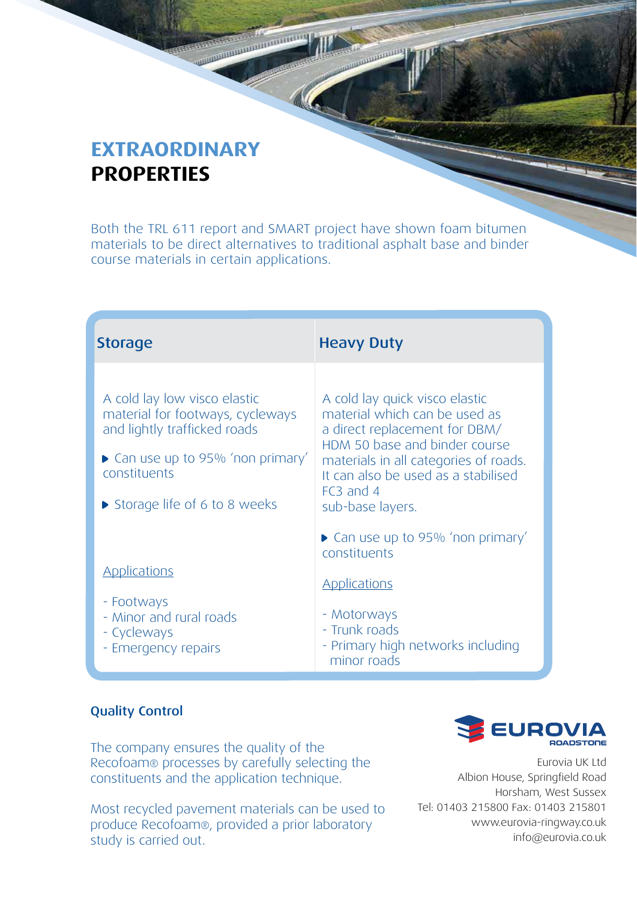# **EXTRAORDINARY PROPERTIES**

Both the TRL 611 report and SMART project have shown foam bitumen materials to be direct alternatives to traditional asphalt base and binder course materials in certain applications.

| Storage | Heavy Duty |
|---|---|
| A cold lay low visco elastic material for footways, cycleways and lightly trafficked roads<br><br>▸ Can use up to 95% 'non primary' constituents<br><br>▸ Storage life of 6 to 8 weeks<br><br><u>Applications</u><br><br>- Footways<br>- Minor and rural roads<br>- Cycleways<br>- Emergency repairs | A cold lay quick visco elastic material which can be used as a direct replacement for DBM/ HDM 50 base and binder course materials in all categories of roads. It can also be used as a stabilised FC3 and 4 sub-base layers.<br><br>▸ Can use up to 95% 'non primary' constituents<br><br><u>Applications</u><br><br>- Motorways<br>- Trunk roads<br>- Primary high networks including minor roads |

### Quality Control

The company ensures the quality of the Recofoam® processes by carefully selecting the constituents and the application technique.

Most recycled pavement materials can be used to produce Recofoam®, provided a prior laboratory study is carried out.

EUROVIA ROADSTONE

Eurovia UK Ltd
Albion House, Springfield Road
Horsham, West Sussex
Tel: 01403 215800 Fax: 01403 215801
www.eurovia-ringway.co.uk
info@eurovia.co.uk